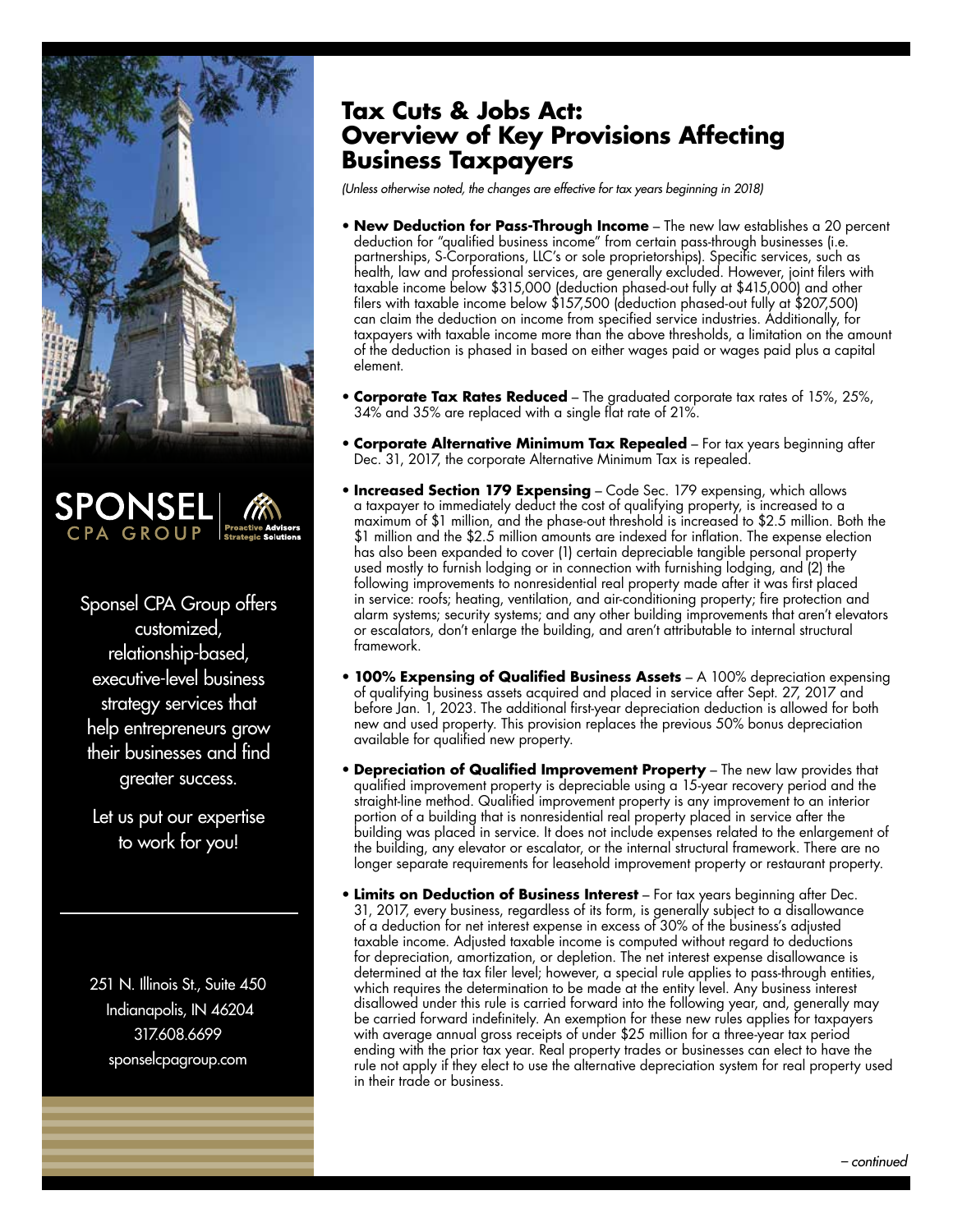# Tax Cuts & Jobs Act: Overview of Key Provisions Affecting Business Taxpayers

*(Unless otherwise noted, the changes are effective for tax years beginning in 2018)*

- **New Deduction for Pass-Through Income** – The new law establishes a 20 percent deduction for "qualified business income" from certain pass-through businesses (i.e. partnerships, S-Corporations, LLC's or sole proprietorships). Specific services, such as health, law and professional services, are generally excluded. However, joint filers with taxable income below $315,000 (deduction phased-out fully at $415,000) and other filers with taxable income below $157,500 (deduction phased-out fully at $207,500) can claim the deduction on income from specified service industries. Additionally, for taxpayers with taxable income more than the above thresholds, a limitation on the amount of the deduction is phased in based on either wages paid or wages paid plus a capital element.

- **Corporate Tax Rates Reduced** – The graduated corporate tax rates of 15%, 25%, 34% and 35% are replaced with a single flat rate of 21%.

- **Corporate Alternative Minimum Tax Repealed** – For tax years beginning after Dec. 31, 2017, the corporate Alternative Minimum Tax is repealed.

- **Increased Section 179 Expensing** – Code Sec. 179 expensing, which allows a taxpayer to immediately deduct the cost of qualifying property, is increased to a maximum of $1 million, and the phase-out threshold is increased to $2.5 million. Both the $1 million and the $2.5 million amounts are indexed for inflation. The expense election has also been expanded to cover (1) certain depreciable tangible personal property used mostly to furnish lodging or in connection with furnishing lodging, and (2) the following improvements to nonresidential real property made after it was first placed in service: roofs; heating, ventilation, and air-conditioning property; fire protection and alarm systems; security systems; and any other building improvements that aren't elevators or escalators, don't enlarge the building, and aren't attributable to internal structural framework.

- **100% Expensing of Qualified Business Assets** – A 100% depreciation expensing of qualifying business assets acquired and placed in service after Sept. 27, 2017 and before Jan. 1, 2023. The additional first-year depreciation deduction is allowed for both new and used property. This provision replaces the previous 50% bonus depreciation available for qualified new property.

- **Depreciation of Qualified Improvement Property** – The new law provides that qualified improvement property is depreciable using a 15-year recovery period and the straight-line method. Qualified improvement property is any improvement to an interior portion of a building that is nonresidential real property placed in service after the building was placed in service. It does not include expenses related to the enlargement of the building, any elevator or escalator, or the internal structural framework. There are no longer separate requirements for leasehold improvement property or restaurant property.

- **Limits on Deduction of Business Interest** – For tax years beginning after Dec. 31, 2017, every business, regardless of its form, is generally subject to a disallowance of a deduction for net interest expense in excess of 30% of the business's adjusted taxable income. Adjusted taxable income is computed without regard to deductions for depreciation, amortization, or depletion. The net interest expense disallowance is determined at the tax filer level; however, a special rule applies to pass-through entities, which requires the determination to be made at the entity level. Any business interest disallowed under this rule is carried forward into the following year, and, generally may be carried forward indefinitely. An exemption for these new rules applies for taxpayers with average annual gross receipts of under $25 million for a three-year tax period ending with the prior tax year. Real property trades or businesses can elect to have the rule not apply if they elect to use the alternative depreciation system for real property used in their trade or business.

*– continued*

SPONSEL CPA GROUP
Proactive Advisors | Strategic Solutions

Sponsel CPA Group offers customized, relationship-based, executive-level business strategy services that help entrepreneurs grow their businesses and find greater success.

Let us put our expertise to work for you!

251 N. Illinois St., Suite 450
Indianapolis, IN 46204
317.608.6699
sponselcpagroup.com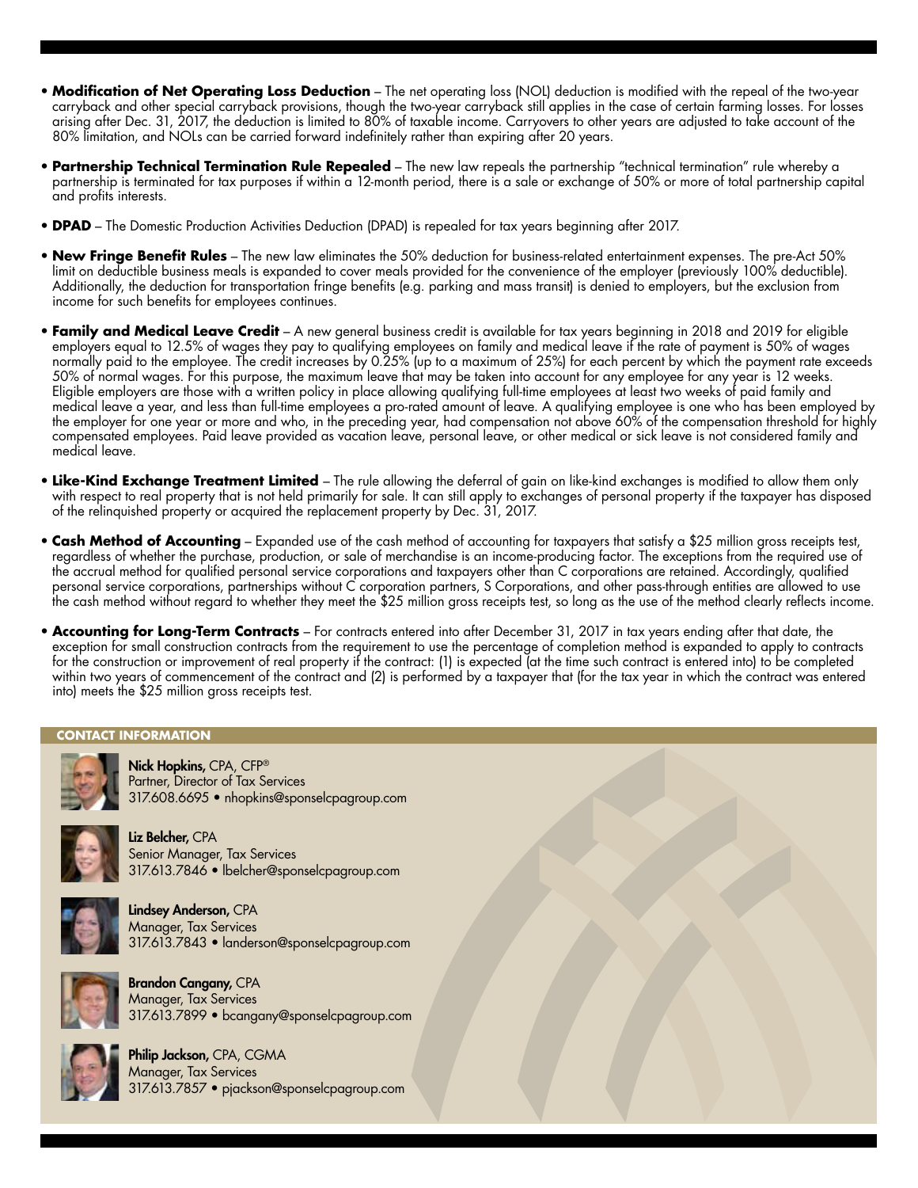- **Modification of Net Operating Loss Deduction** – The net operating loss (NOL) deduction is modified with the repeal of the two-year carryback and other special carryback provisions, though the two-year carryback still applies in the case of certain farming losses. For losses arising after Dec. 31, 2017, the deduction is limited to 80% of taxable income. Carryovers to other years are adjusted to take account of the 80% limitation, and NOLs can be carried forward indefinitely rather than expiring after 20 years.

- **Partnership Technical Termination Rule Repealed** – The new law repeals the partnership "technical termination" rule whereby a partnership is terminated for tax purposes if within a 12-month period, there is a sale or exchange of 50% or more of total partnership capital and profits interests.

- **DPAD** – The Domestic Production Activities Deduction (DPAD) is repealed for tax years beginning after 2017.

- **New Fringe Benefit Rules** – The new law eliminates the 50% deduction for business-related entertainment expenses. The pre-Act 50% limit on deductible business meals is expanded to cover meals provided for the convenience of the employer (previously 100% deductible). Additionally, the deduction for transportation fringe benefits (e.g. parking and mass transit) is denied to employers, but the exclusion from income for such benefits for employees continues.

- **Family and Medical Leave Credit** – A new general business credit is available for tax years beginning in 2018 and 2019 for eligible employers equal to 12.5% of wages they pay to qualifying employees on family and medical leave if the rate of payment is 50% of wages normally paid to the employee. The credit increases by 0.25% (up to a maximum of 25%) for each percent by which the payment rate exceeds 50% of normal wages. For this purpose, the maximum leave that may be taken into account for any employee for any year is 12 weeks. Eligible employers are those with a written policy in place allowing qualifying full-time employees at least two weeks of paid family and medical leave a year, and less than full-time employees a pro-rated amount of leave. A qualifying employee is one who has been employed by the employer for one year or more and who, in the preceding year, had compensation not above 60% of the compensation threshold for highly compensated employees. Paid leave provided as vacation leave, personal leave, or other medical or sick leave is not considered family and medical leave.

- **Like-Kind Exchange Treatment Limited** – The rule allowing the deferral of gain on like-kind exchanges is modified to allow them only with respect to real property that is not held primarily for sale. It can still apply to exchanges of personal property if the taxpayer has disposed of the relinquished property or acquired the replacement property by Dec. 31, 2017.

- **Cash Method of Accounting** – Expanded use of the cash method of accounting for taxpayers that satisfy a $25 million gross receipts test, regardless of whether the purchase, production, or sale of merchandise is an income-producing factor. The exceptions from the required use of the accrual method for qualified personal service corporations and taxpayers other than C corporations are retained. Accordingly, qualified personal service corporations, partnerships without C corporation partners, S Corporations, and other pass-through entities are allowed to use the cash method without regard to whether they meet the $25 million gross receipts test, so long as the use of the method clearly reflects income.

- **Accounting for Long-Term Contracts** – For contracts entered into after December 31, 2017 in tax years ending after that date, the exception for small construction contracts from the requirement to use the percentage of completion method is expanded to apply to contracts for the construction or improvement of real property if the contract: (1) is expected (at the time such contract is entered into) to be completed within two years of commencement of the contract and (2) is performed by a taxpayer that (for the tax year in which the contract was entered into) meets the $25 million gross receipts test.

## CONTACT INFORMATION

**Nick Hopkins,** CPA, CFP®
Partner, Director of Tax Services
317.608.6695 • nhopkins@sponselcpagroup.com

**Liz Belcher,** CPA
Senior Manager, Tax Services
317.613.7846 • lbelcher@sponselcpagroup.com

**Lindsey Anderson,** CPA
Manager, Tax Services
317.613.7843 • landerson@sponselcpagroup.com

**Brandon Cangany,** CPA
Manager, Tax Services
317.613.7899 • bcangany@sponselcpagroup.com

**Philip Jackson,** CPA, CGMA
Manager, Tax Services
317.613.7857 • pjackson@sponselcpagroup.com